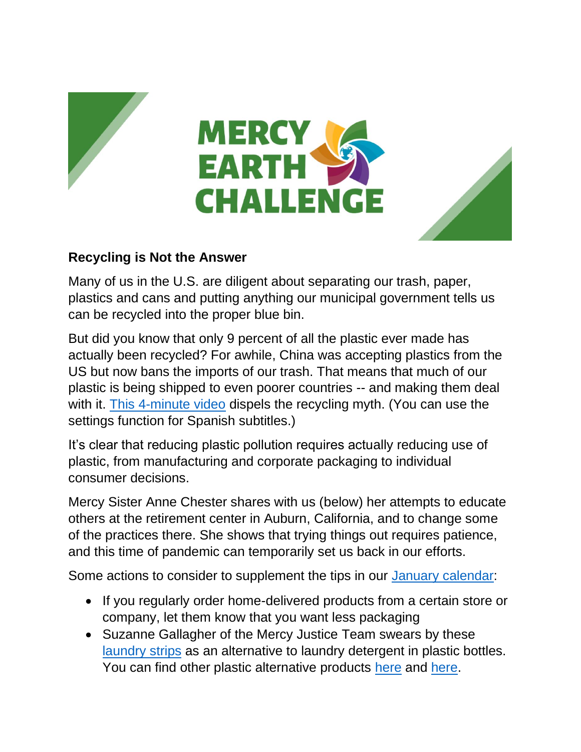# MERCY EARTH CHALLENGE

**Recycling is Not the Answer**

Many of us in the U.S. are diligent about separating our trash, paper, plastics and cans and putting anything our municipal government tells us can be recycled into the proper blue bin.

But did you know that only 9 percent of all the plastic ever made has actually been recycled? For awhile, China was accepting plastics from the US but now bans the imports of our trash. That means that much of our plastic is being shipped to even poorer countries -- and making them deal with it. This 4-minute video dispels the recycling myth. (You can use the settings function for Spanish subtitles.)

It's clear that reducing plastic pollution requires actually reducing use of plastic, from manufacturing and corporate packaging to individual consumer decisions.

Mercy Sister Anne Chester shares with us (below) her attempts to educate others at the retirement center in Auburn, California, and to change some of the practices there. She shows that trying things out requires patience, and this time of pandemic can temporarily set us back in our efforts.

Some actions to consider to supplement the tips in our January calendar:

- If you regularly order home-delivered products from a certain store or company, let them know that you want less packaging
- Suzanne Gallagher of the Mercy Justice Team swears by these laundry strips as an alternative to laundry detergent in plastic bottles. You can find other plastic alternative products here and here.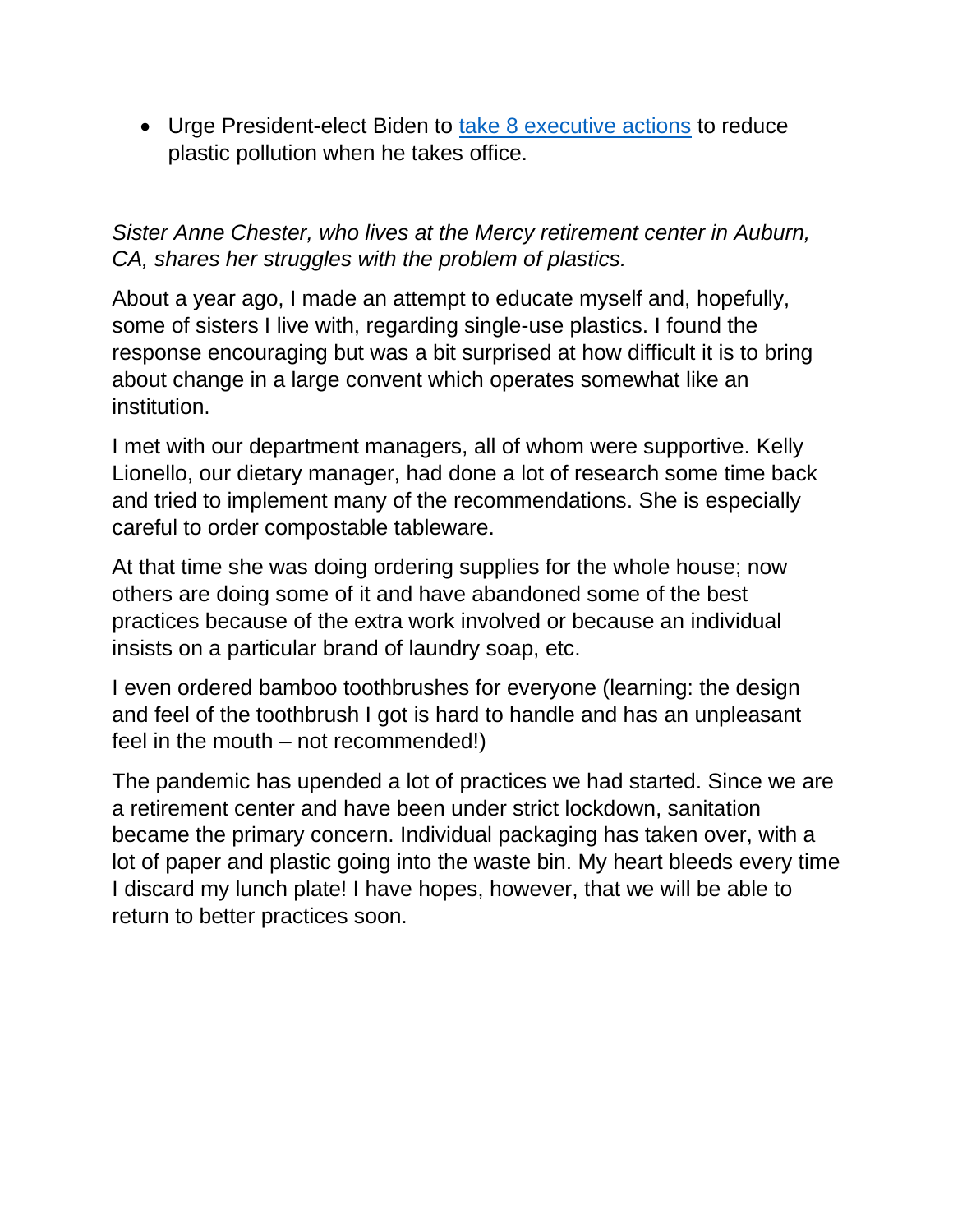- Urge President-elect Biden to [take 8 executive actions] to reduce plastic pollution when he takes office.

*Sister Anne Chester, who lives at the Mercy retirement center in Auburn, CA, shares her struggles with the problem of plastics.*

About a year ago, I made an attempt to educate myself and, hopefully, some of sisters I live with, regarding single-use plastics. I found the response encouraging but was a bit surprised at how difficult it is to bring about change in a large convent which operates somewhat like an institution.

I met with our department managers, all of whom were supportive. Kelly Lionello, our dietary manager, had done a lot of research some time back and tried to implement many of the recommendations. She is especially careful to order compostable tableware.

At that time she was doing ordering supplies for the whole house; now others are doing some of it and have abandoned some of the best practices because of the extra work involved or because an individual insists on a particular brand of laundry soap, etc.

I even ordered bamboo toothbrushes for everyone (learning: the design and feel of the toothbrush I got is hard to handle and has an unpleasant feel in the mouth – not recommended!)

The pandemic has upended a lot of practices we had started. Since we are a retirement center and have been under strict lockdown, sanitation became the primary concern. Individual packaging has taken over, with a lot of paper and plastic going into the waste bin. My heart bleeds every time I discard my lunch plate! I have hopes, however, that we will be able to return to better practices soon.